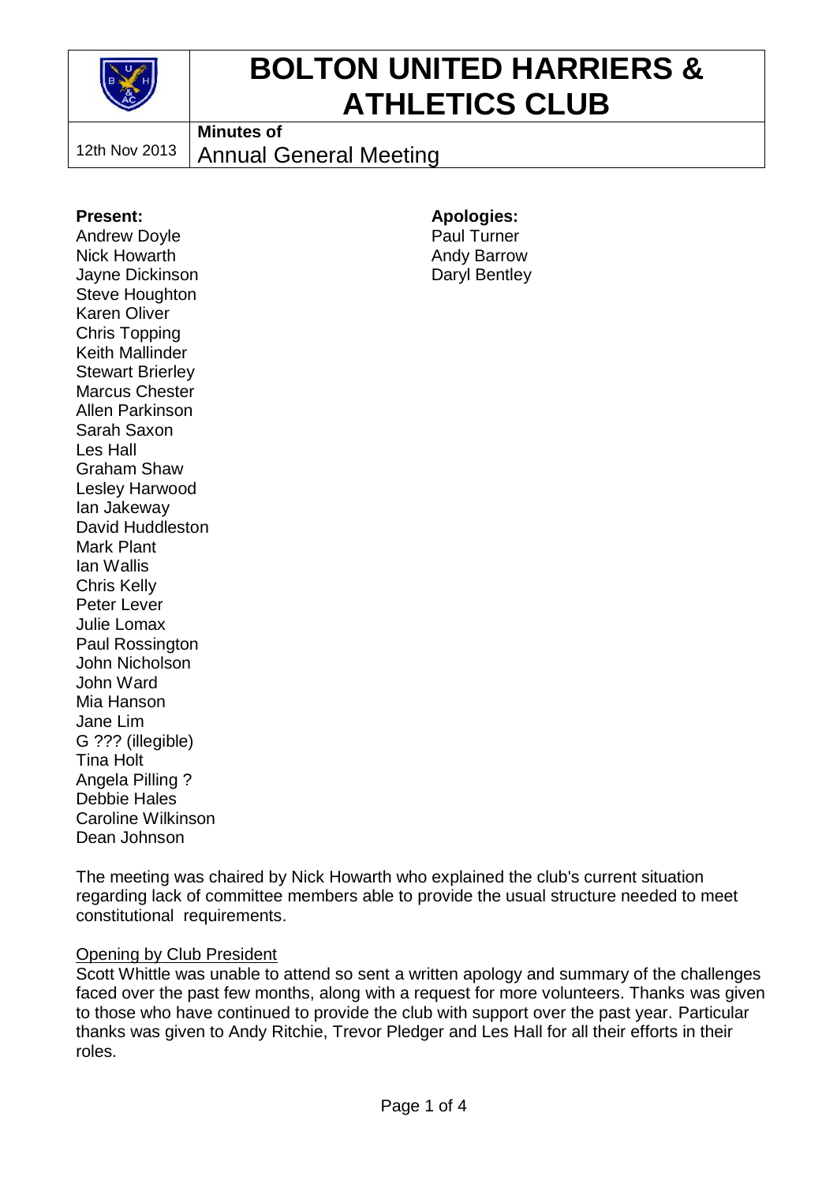# BOLTON UNITED HARRIERS & ATHLETICS CLUB

12th Nov 2013

**Minutes of**
Annual General Meeting

**Present:**
Andrew Doyle
Nick Howarth
Jayne Dickinson
Steve Houghton
Karen Oliver
Chris Topping
Keith Mallinder
Stewart Brierley
Marcus Chester
Allen Parkinson
Sarah Saxon
Les Hall
Graham Shaw
Lesley Harwood
Ian Jakeway
David Huddleston
Mark Plant
Ian Wallis
Chris Kelly
Peter Lever
Julie Lomax
Paul Rossington
John Nicholson
John Ward
Mia Hanson
Jane Lim
G ??? (illegible)
Tina Holt
Angela Pilling ?
Debbie Hales
Caroline Wilkinson
Dean Johnson

**Apologies:**
Paul Turner
Andy Barrow
Daryl Bentley

The meeting was chaired by Nick Howarth who explained the club's current situation regarding lack of committee members able to provide the usual structure needed to meet constitutional requirements.

<u>Opening by Club President</u>

Scott Whittle was unable to attend so sent a written apology and summary of the challenges faced over the past few months, along with a request for more volunteers. Thanks was given to those who have continued to provide the club with support over the past year. Particular thanks was given to Andy Ritchie, Trevor Pledger and Les Hall for all their efforts in their roles.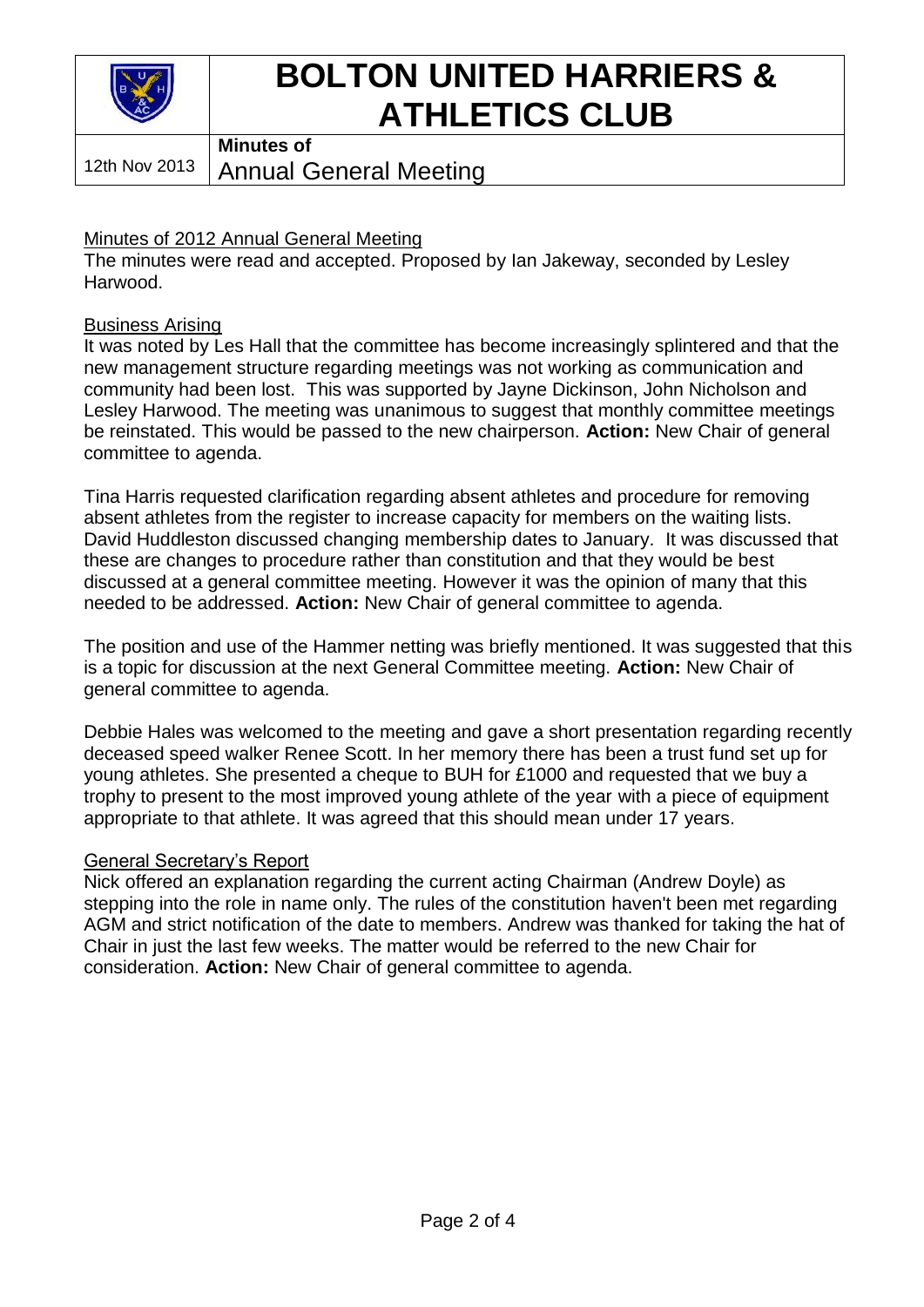# BOLTON UNITED HARRIERS & ATHLETICS CLUB

12th Nov 2013

**Minutes of**

## Annual General Meeting

Minutes of 2012 Annual General Meeting

The minutes were read and accepted. Proposed by Ian Jakeway, seconded by Lesley Harwood.

Business Arising

It was noted by Les Hall that the committee has become increasingly splintered and that the new management structure regarding meetings was not working as communication and community had been lost. This was supported by Jayne Dickinson, John Nicholson and Lesley Harwood. The meeting was unanimous to suggest that monthly committee meetings be reinstated. This would be passed to the new chairperson. **Action:** New Chair of general committee to agenda.

Tina Harris requested clarification regarding absent athletes and procedure for removing absent athletes from the register to increase capacity for members on the waiting lists. David Huddleston discussed changing membership dates to January. It was discussed that these are changes to procedure rather than constitution and that they would be best discussed at a general committee meeting. However it was the opinion of many that this needed to be addressed. **Action:** New Chair of general committee to agenda.

The position and use of the Hammer netting was briefly mentioned. It was suggested that this is a topic for discussion at the next General Committee meeting. **Action:** New Chair of general committee to agenda.

Debbie Hales was welcomed to the meeting and gave a short presentation regarding recently deceased speed walker Renee Scott. In her memory there has been a trust fund set up for young athletes. She presented a cheque to BUH for £1000 and requested that we buy a trophy to present to the most improved young athlete of the year with a piece of equipment appropriate to that athlete. It was agreed that this should mean under 17 years.

General Secretary's Report

Nick offered an explanation regarding the current acting Chairman (Andrew Doyle) as stepping into the role in name only. The rules of the constitution haven't been met regarding AGM and strict notification of the date to members. Andrew was thanked for taking the hat of Chair in just the last few weeks. The matter would be referred to the new Chair for consideration. **Action:** New Chair of general committee to agenda.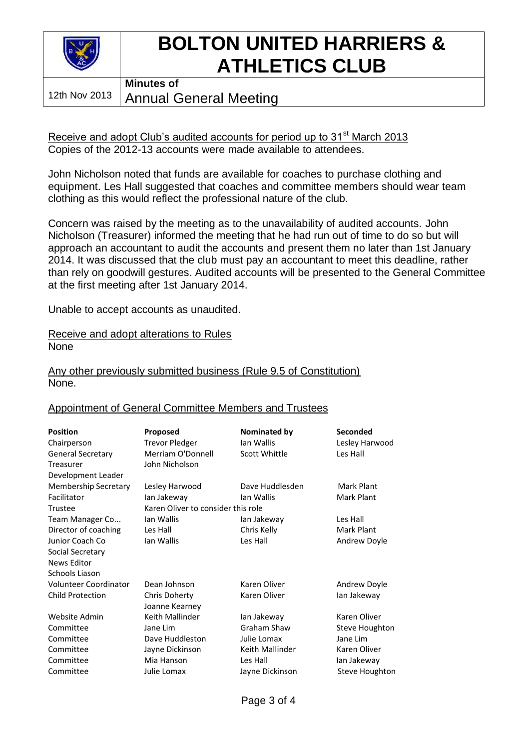# BOLTON UNITED HARRIERS & ATHLETICS CLUB

12th Nov 2013

**Minutes of**

Annual General Meeting

Receive and adopt Club's audited accounts for period up to 31st March 2013

Copies of the 2012-13 accounts were made available to attendees.

John Nicholson noted that funds are available for coaches to purchase clothing and equipment. Les Hall suggested that coaches and committee members should wear team clothing as this would reflect the professional nature of the club.

Concern was raised by the meeting as to the unavailability of audited accounts. John Nicholson (Treasurer) informed the meeting that he had run out of time to do so but will approach an accountant to audit the accounts and present them no later than 1st January 2014. It was discussed that the club must pay an accountant to meet this deadline, rather than rely on goodwill gestures. Audited accounts will be presented to the General Committee at the first meeting after 1st January 2014.

Unable to accept accounts as unaudited.

Receive and adopt alterations to Rules

None

Any other previously submitted business (Rule 9.5 of Constitution)

None.

Appointment of General Committee Members and Trustees

| Position | Proposed | Nominated by | Seconded |
|---|---|---|---|
| Chairperson | Trevor Pledger | Ian Wallis | Lesley Harwood |
| General Secretary | Merriam O'Donnell | Scott Whittle | Les Hall |
| Treasurer | John Nicholson | | |
| Development Leader | | | |
| Membership Secretary | Lesley Harwood | Dave Huddlesden | Mark Plant |
| Facilitator | Ian Jakeway | Ian Wallis | Mark Plant |
| Trustee | Karen Oliver to consider this role | | |
| Team Manager Co... | Ian Wallis | Ian Jakeway | Les Hall |
| Director of coaching | Les Hall | Chris Kelly | Mark Plant |
| Junior Coach Co | Ian Wallis | Les Hall | Andrew Doyle |
| Social Secretary | | | |
| News Editor | | | |
| Schools Liason | | | |
| Volunteer Coordinator | Dean Johnson | Karen Oliver | Andrew Doyle |
| Child Protection | Chris Doherty<br>Joanne Kearney | Karen Oliver | Ian Jakeway |
| Website Admin | Keith Mallinder | Ian Jakeway | Karen Oliver |
| Committee | Jane Lim | Graham Shaw | Steve Houghton |
| Committee | Dave Huddleston | Julie Lomax | Jane Lim |
| Committee | Jayne Dickinson | Keith Mallinder | Karen Oliver |
| Committee | Mia Hanson | Les Hall | Ian Jakeway |
| Committee | Julie Lomax | Jayne Dickinson | Steve Houghton |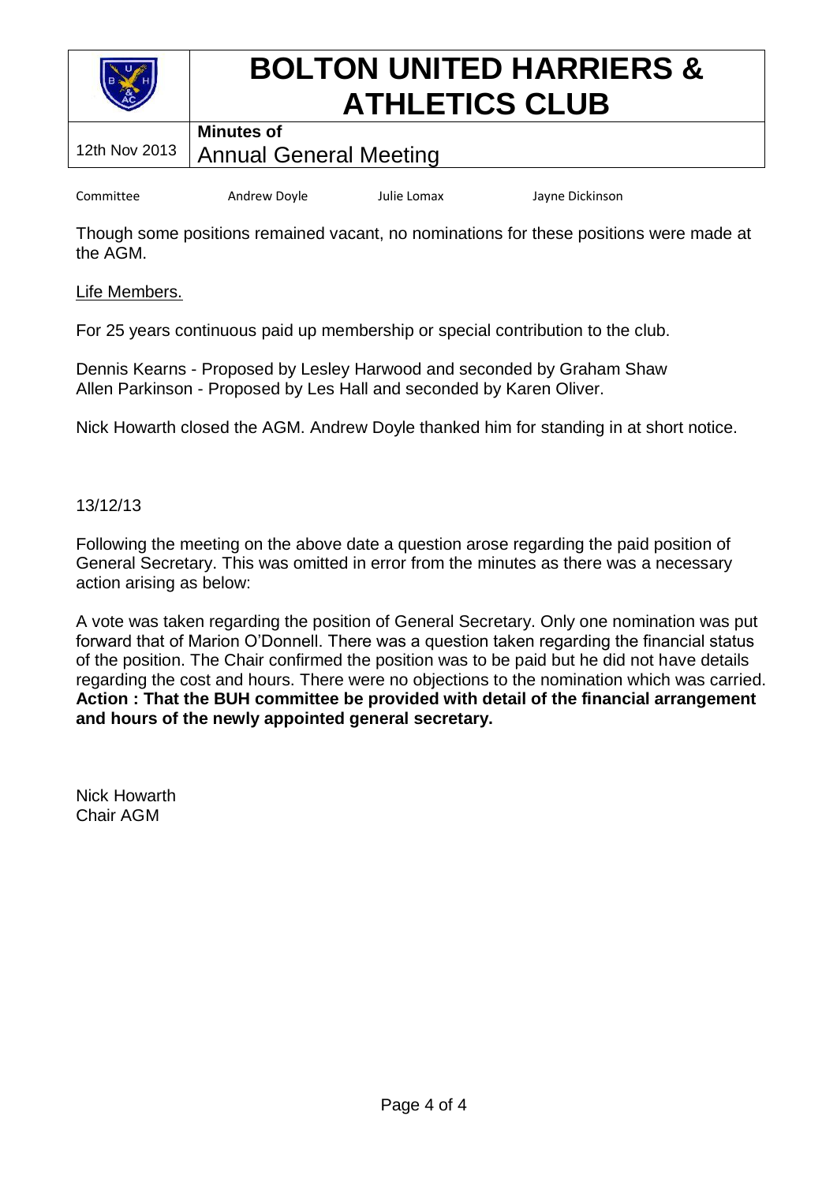| | |
|---|---|
| Committee | Andrew Doyle | Julie Lomax | Jayne Dickinson |

Though some positions remained vacant, no nominations for these positions were made at the AGM.

Life Members.

For 25 years continuous paid up membership or special contribution to the club.

Dennis Kearns - Proposed by Lesley Harwood and seconded by Graham Shaw
Allen Parkinson - Proposed by Les Hall and seconded by Karen Oliver.

Nick Howarth closed the AGM. Andrew Doyle thanked him for standing in at short notice.

13/12/13

Following the meeting on the above date a question arose regarding the paid position of General Secretary. This was omitted in error from the minutes as there was a necessary action arising as below:

A vote was taken regarding the position of General Secretary. Only one nomination was put forward that of Marion O'Donnell. There was a question taken regarding the financial status of the position. The Chair confirmed the position was to be paid but he did not have details regarding the cost and hours. There were no objections to the nomination which was carried.
**Action : That the BUH committee be provided with detail of the financial arrangement and hours of the newly appointed general secretary.**

Nick Howarth
Chair AGM